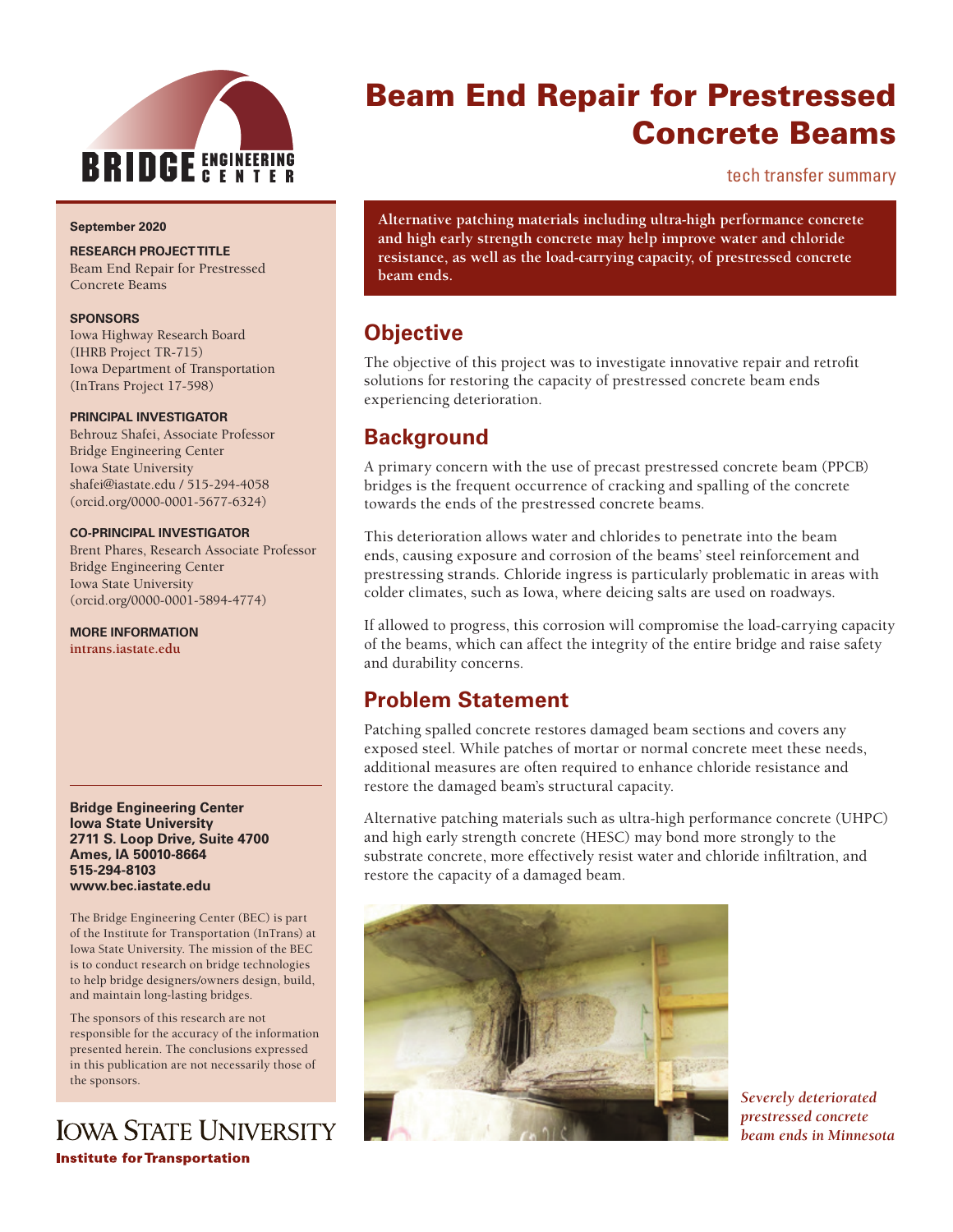# Beam End Repair for Prestressed Concrete Beams

tech transfer summary

**Alternative patching materials including ultra-high performance concrete and high early strength concrete may help improve water and chloride resistance, as well as the load-carrying capacity, of prestressed concrete beam ends.**

**September 2020**

**RESEARCH PROJECT TITLE**

Beam End Repair for Prestressed Concrete Beams

**SPONSORS**

Iowa Highway Research Board (IHRB Project TR-715)
Iowa Department of Transportation (InTrans Project 17-598)

**PRINCIPAL INVESTIGATOR**

Behrouz Shafei, Associate Professor
Bridge Engineering Center
Iowa State University
shafei@iastate.edu / 515-294-4058
(orcid.org/0000-0001-5677-6324)

**CO-PRINCIPAL INVESTIGATOR**

Brent Phares, Research Associate Professor
Bridge Engineering Center
Iowa State University
(orcid.org/0000-0001-5894-4774)

**MORE INFORMATION**

intrans.iastate.edu

**Bridge Engineering Center**
**Iowa State University**
**2711 S. Loop Drive, Suite 4700**
**Ames, IA 50010-8664**
**515-294-8103**
**www.bec.iastate.edu**

The Bridge Engineering Center (BEC) is part of the Institute for Transportation (InTrans) at Iowa State University. The mission of the BEC is to conduct research on bridge technologies to help bridge designers/owners design, build, and maintain long-lasting bridges.

The sponsors of this research are not responsible for the accuracy of the information presented herein. The conclusions expressed in this publication are not necessarily those of the sponsors.

## Objective

The objective of this project was to investigate innovative repair and retrofit solutions for restoring the capacity of prestressed concrete beam ends experiencing deterioration.

## Background

A primary concern with the use of precast prestressed concrete beam (PPCB) bridges is the frequent occurrence of cracking and spalling of the concrete towards the ends of the prestressed concrete beams.

This deterioration allows water and chlorides to penetrate into the beam ends, causing exposure and corrosion of the beams' steel reinforcement and prestressing strands. Chloride ingress is particularly problematic in areas with colder climates, such as Iowa, where deicing salts are used on roadways.

If allowed to progress, this corrosion will compromise the load-carrying capacity of the beams, which can affect the integrity of the entire bridge and raise safety and durability concerns.

## Problem Statement

Patching spalled concrete restores damaged beam sections and covers any exposed steel. While patches of mortar or normal concrete meet these needs, additional measures are often required to enhance chloride resistance and restore the damaged beam's structural capacity.

Alternative patching materials such as ultra-high performance concrete (UHPC) and high early strength concrete (HESC) may bond more strongly to the substrate concrete, more effectively resist water and chloride infiltration, and restore the capacity of a damaged beam.

*Severely deteriorated prestressed concrete beam ends in Minnesota*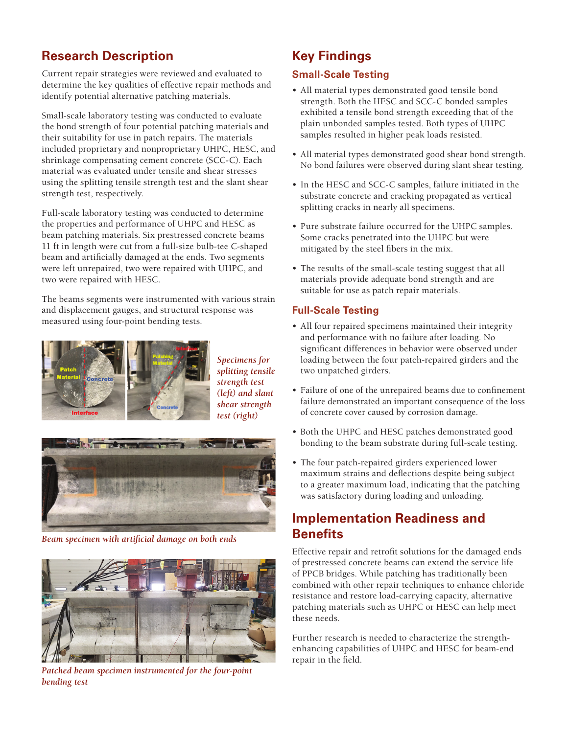## Research Description

Current repair strategies were reviewed and evaluated to determine the key qualities of effective repair methods and identify potential alternative patching materials.

Small-scale laboratory testing was conducted to evaluate the bond strength of four potential patching materials and their suitability for use in patch repairs. The materials included proprietary and nonproprietary UHPC, HESC, and shrinkage compensating cement concrete (SCC-C). Each material was evaluated under tensile and shear stresses using the splitting tensile strength test and the slant shear strength test, respectively.

Full-scale laboratory testing was conducted to determine the properties and performance of UHPC and HESC as beam patching materials. Six prestressed concrete beams 11 ft in length were cut from a full-size bulb-tee C-shaped beam and artificially damaged at the ends. Two segments were left unrepaired, two were repaired with UHPC, and two were repaired with HESC.

The beams segments were instrumented with various strain and displacement gauges, and structural response was measured using four-point bending tests.

*Specimens for splitting tensile strength test (left) and slant shear strength test (right)*

*Beam specimen with artificial damage on both ends*

*Patched beam specimen instrumented for the four-point bending test*

## Key Findings

### Small-Scale Testing

- All material types demonstrated good tensile bond strength. Both the HESC and SCC-C bonded samples exhibited a tensile bond strength exceeding that of the plain unbonded samples tested. Both types of UHPC samples resulted in higher peak loads resisted.
- All material types demonstrated good shear bond strength. No bond failures were observed during slant shear testing.
- In the HESC and SCC-C samples, failure initiated in the substrate concrete and cracking propagated as vertical splitting cracks in nearly all specimens.
- Pure substrate failure occurred for the UHPC samples. Some cracks penetrated into the UHPC but were mitigated by the steel fibers in the mix.
- The results of the small-scale testing suggest that all materials provide adequate bond strength and are suitable for use as patch repair materials.

### Full-Scale Testing

- All four repaired specimens maintained their integrity and performance with no failure after loading. No significant differences in behavior were observed under loading between the four patch-repaired girders and the two unpatched girders.
- Failure of one of the unrepaired beams due to confinement failure demonstrated an important consequence of the loss of concrete cover caused by corrosion damage.
- Both the UHPC and HESC patches demonstrated good bonding to the beam substrate during full-scale testing.
- The four patch-repaired girders experienced lower maximum strains and deflections despite being subject to a greater maximum load, indicating that the patching was satisfactory during loading and unloading.

## Implementation Readiness and Benefits

Effective repair and retrofit solutions for the damaged ends of prestressed concrete beams can extend the service life of PPCB bridges. While patching has traditionally been combined with other repair techniques to enhance chloride resistance and restore load-carrying capacity, alternative patching materials such as UHPC or HESC can help meet these needs.

Further research is needed to characterize the strength-enhancing capabilities of UHPC and HESC for beam-end repair in the field.